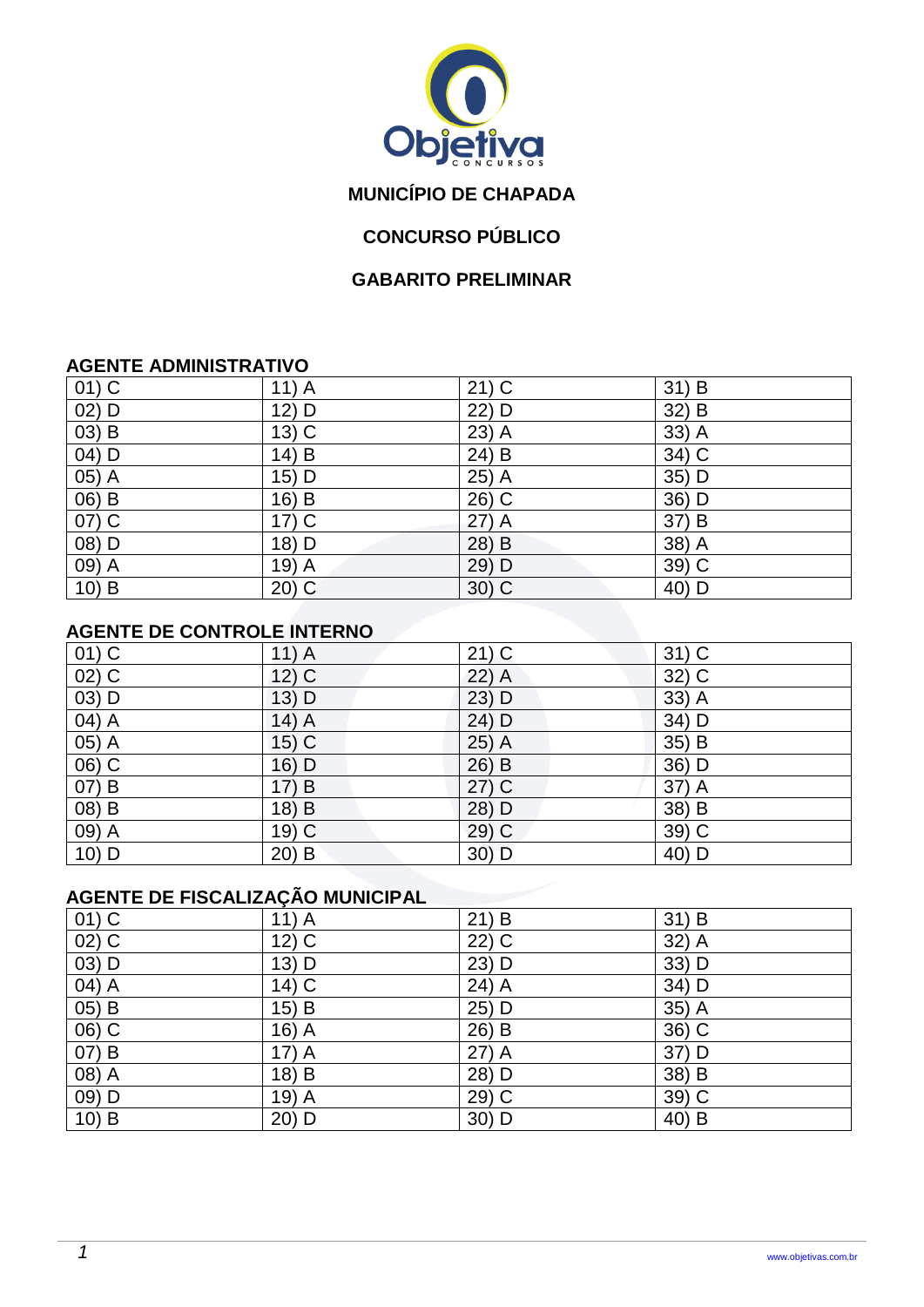**MUNICÍPIO DE CHAPADA**

**CONCURSO PÚBLICO**

**GABARITO PRELIMINAR**

### AGENTE ADMINISTRATIVO

| | | | |
|---|---|---|---|
| 01) C | 11) A | 21) C | 31) B |
| 02) D | 12) D | 22) D | 32) B |
| 03) B | 13) C | 23) A | 33) A |
| 04) D | 14) B | 24) B | 34) C |
| 05) A | 15) D | 25) A | 35) D |
| 06) B | 16) B | 26) C | 36) D |
| 07) C | 17) C | 27) A | 37) B |
| 08) D | 18) D | 28) B | 38) A |
| 09) A | 19) A | 29) D | 39) C |
| 10) B | 20) C | 30) C | 40) D |

### AGENTE DE CONTROLE INTERNO

| | | | |
|---|---|---|---|
| 01) C | 11) A | 21) C | 31) C |
| 02) C | 12) C | 22) A | 32) C |
| 03) D | 13) D | 23) D | 33) A |
| 04) A | 14) A | 24) D | 34) D |
| 05) A | 15) C | 25) A | 35) B |
| 06) C | 16) D | 26) B | 36) D |
| 07) B | 17) B | 27) C | 37) A |
| 08) B | 18) B | 28) D | 38) B |
| 09) A | 19) C | 29) C | 39) C |
| 10) D | 20) B | 30) D | 40) D |

### AGENTE DE FISCALIZAÇÃO MUNICIPAL

| | | | |
|---|---|---|---|
| 01) C | 11) A | 21) B | 31) B |
| 02) C | 12) C | 22) C | 32) A |
| 03) D | 13) D | 23) D | 33) D |
| 04) A | 14) C | 24) A | 34) D |
| 05) B | 15) B | 25) D | 35) A |
| 06) C | 16) A | 26) B | 36) C |
| 07) B | 17) A | 27) A | 37) D |
| 08) A | 18) B | 28) D | 38) B |
| 09) D | 19) A | 29) C | 39) C |
| 10) B | 20) D | 30) D | 40) B |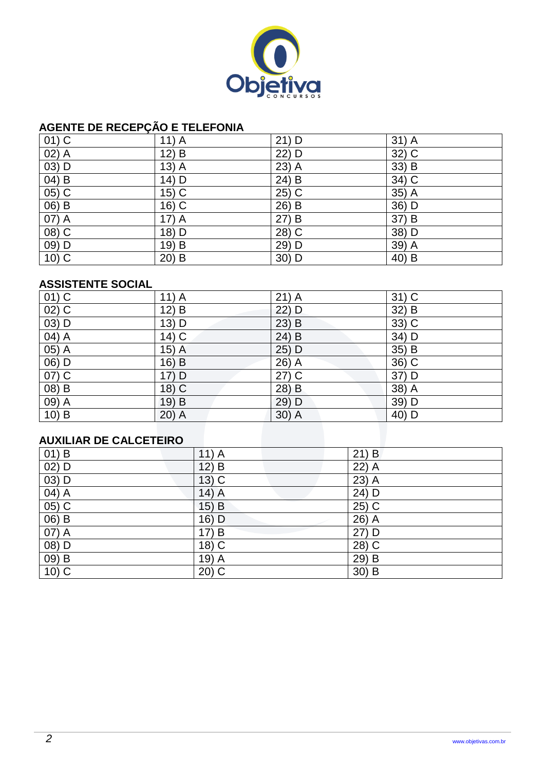## AGENTE DE RECEPÇÃO E TELEFONIA

| | | | |
|---|---|---|---|
| 01) C | 11) A | 21) D | 31) A |
| 02) A | 12) B | 22) D | 32) C |
| 03) D | 13) A | 23) A | 33) B |
| 04) B | 14) D | 24) B | 34) C |
| 05) C | 15) C | 25) C | 35) A |
| 06) B | 16) C | 26) B | 36) D |
| 07) A | 17) A | 27) B | 37) B |
| 08) C | 18) D | 28) C | 38) D |
| 09) D | 19) B | 29) D | 39) A |
| 10) C | 20) B | 30) D | 40) B |

## ASSISTENTE SOCIAL

| | | | |
|---|---|---|---|
| 01) C | 11) A | 21) A | 31) C |
| 02) C | 12) B | 22) D | 32) B |
| 03) D | 13) D | 23) B | 33) C |
| 04) A | 14) C | 24) B | 34) D |
| 05) A | 15) A | 25) D | 35) B |
| 06) D | 16) B | 26) A | 36) C |
| 07) C | 17) D | 27) C | 37) D |
| 08) B | 18) C | 28) B | 38) A |
| 09) A | 19) B | 29) D | 39) D |
| 10) B | 20) A | 30) A | 40) D |

## AUXILIAR DE CALCETEIRO

| | | |
|---|---|---|
| 01) B | 11) A | 21) B |
| 02) D | 12) B | 22) A |
| 03) D | 13) C | 23) A |
| 04) A | 14) A | 24) D |
| 05) C | 15) B | 25) C |
| 06) B | 16) D | 26) A |
| 07) A | 17) B | 27) D |
| 08) D | 18) C | 28) C |
| 09) B | 19) A | 29) B |
| 10) C | 20) C | 30) B |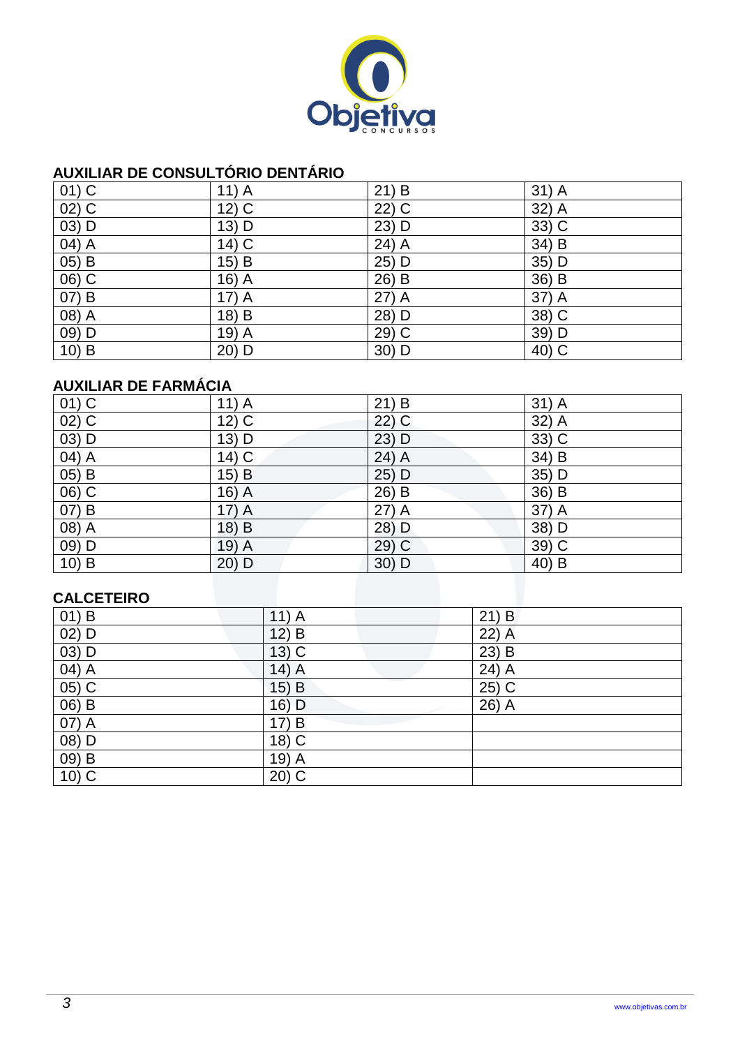## AUXILIAR DE CONSULTÓRIO DENTÁRIO

| | | | |
|---|---|---|---|
| 01) C | 11) A | 21) B | 31) A |
| 02) C | 12) C | 22) C | 32) A |
| 03) D | 13) D | 23) D | 33) C |
| 04) A | 14) C | 24) A | 34) B |
| 05) B | 15) B | 25) D | 35) D |
| 06) C | 16) A | 26) B | 36) B |
| 07) B | 17) A | 27) A | 37) A |
| 08) A | 18) B | 28) D | 38) C |
| 09) D | 19) A | 29) C | 39) D |
| 10) B | 20) D | 30) D | 40) C |

## AUXILIAR DE FARMÁCIA

| | | | |
|---|---|---|---|
| 01) C | 11) A | 21) B | 31) A |
| 02) C | 12) C | 22) C | 32) A |
| 03) D | 13) D | 23) D | 33) C |
| 04) A | 14) C | 24) A | 34) B |
| 05) B | 15) B | 25) D | 35) D |
| 06) C | 16) A | 26) B | 36) B |
| 07) B | 17) A | 27) A | 37) A |
| 08) A | 18) B | 28) D | 38) D |
| 09) D | 19) A | 29) C | 39) C |
| 10) B | 20) D | 30) D | 40) B |

## CALCETEIRO

| | | |
|---|---|---|
| 01) B | 11) A | 21) B |
| 02) D | 12) B | 22) A |
| 03) D | 13) C | 23) B |
| 04) A | 14) A | 24) A |
| 05) C | 15) B | 25) C |
| 06) B | 16) D | 26) A |
| 07) A | 17) B | |
| 08) D | 18) C | |
| 09) B | 19) A | |
| 10) C | 20) C | |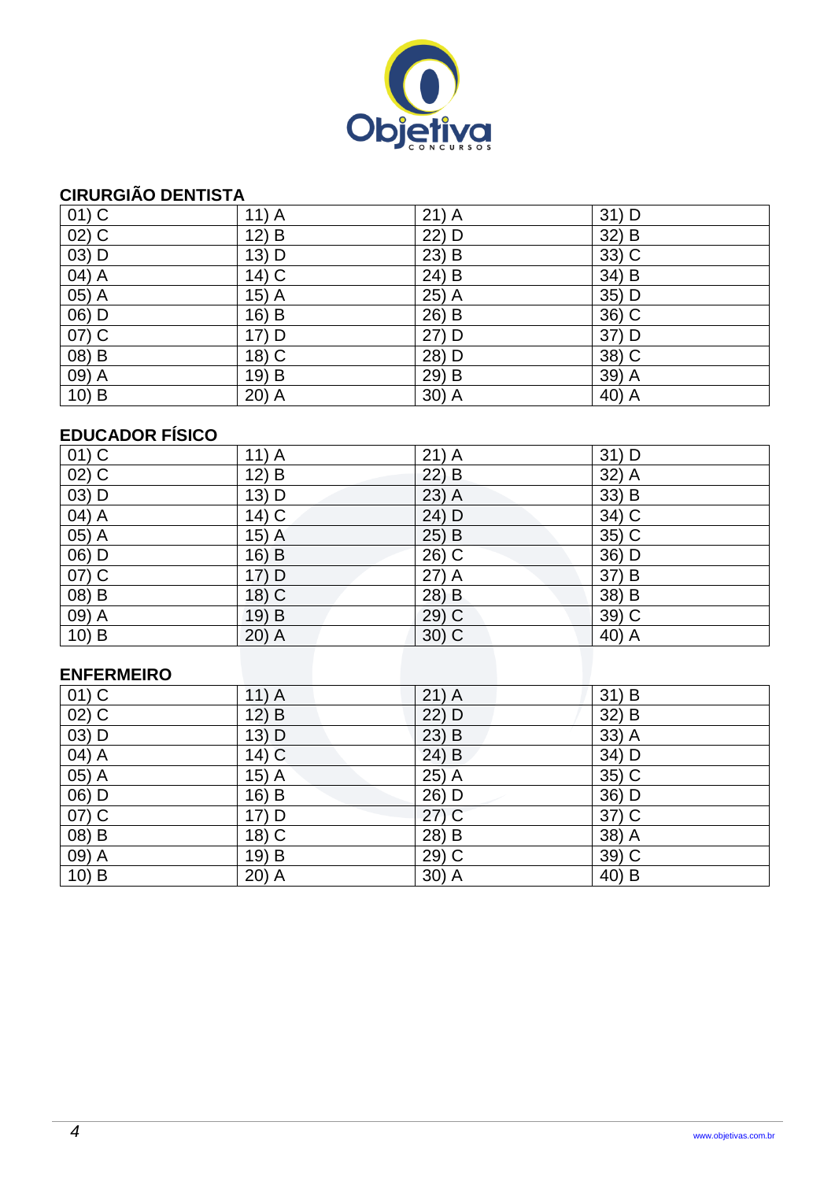## CIRURGIÃO DENTISTA

| | | | |
|---|---|---|---|
| 01) C | 11) A | 21) A | 31) D |
| 02) C | 12) B | 22) D | 32) B |
| 03) D | 13) D | 23) B | 33) C |
| 04) A | 14) C | 24) B | 34) B |
| 05) A | 15) A | 25) A | 35) D |
| 06) D | 16) B | 26) B | 36) C |
| 07) C | 17) D | 27) D | 37) D |
| 08) B | 18) C | 28) D | 38) C |
| 09) A | 19) B | 29) B | 39) A |
| 10) B | 20) A | 30) A | 40) A |

## EDUCADOR FÍSICO

| | | | |
|---|---|---|---|
| 01) C | 11) A | 21) A | 31) D |
| 02) C | 12) B | 22) B | 32) A |
| 03) D | 13) D | 23) A | 33) B |
| 04) A | 14) C | 24) D | 34) C |
| 05) A | 15) A | 25) B | 35) C |
| 06) D | 16) B | 26) C | 36) D |
| 07) C | 17) D | 27) A | 37) B |
| 08) B | 18) C | 28) B | 38) B |
| 09) A | 19) B | 29) C | 39) C |
| 10) B | 20) A | 30) C | 40) A |

## ENFERMEIRO

| | | | |
|---|---|---|---|
| 01) C | 11) A | 21) A | 31) B |
| 02) C | 12) B | 22) D | 32) B |
| 03) D | 13) D | 23) B | 33) A |
| 04) A | 14) C | 24) B | 34) D |
| 05) A | 15) A | 25) A | 35) C |
| 06) D | 16) B | 26) D | 36) D |
| 07) C | 17) D | 27) C | 37) C |
| 08) B | 18) C | 28) B | 38) A |
| 09) A | 19) B | 29) C | 39) C |
| 10) B | 20) A | 30) A | 40) B |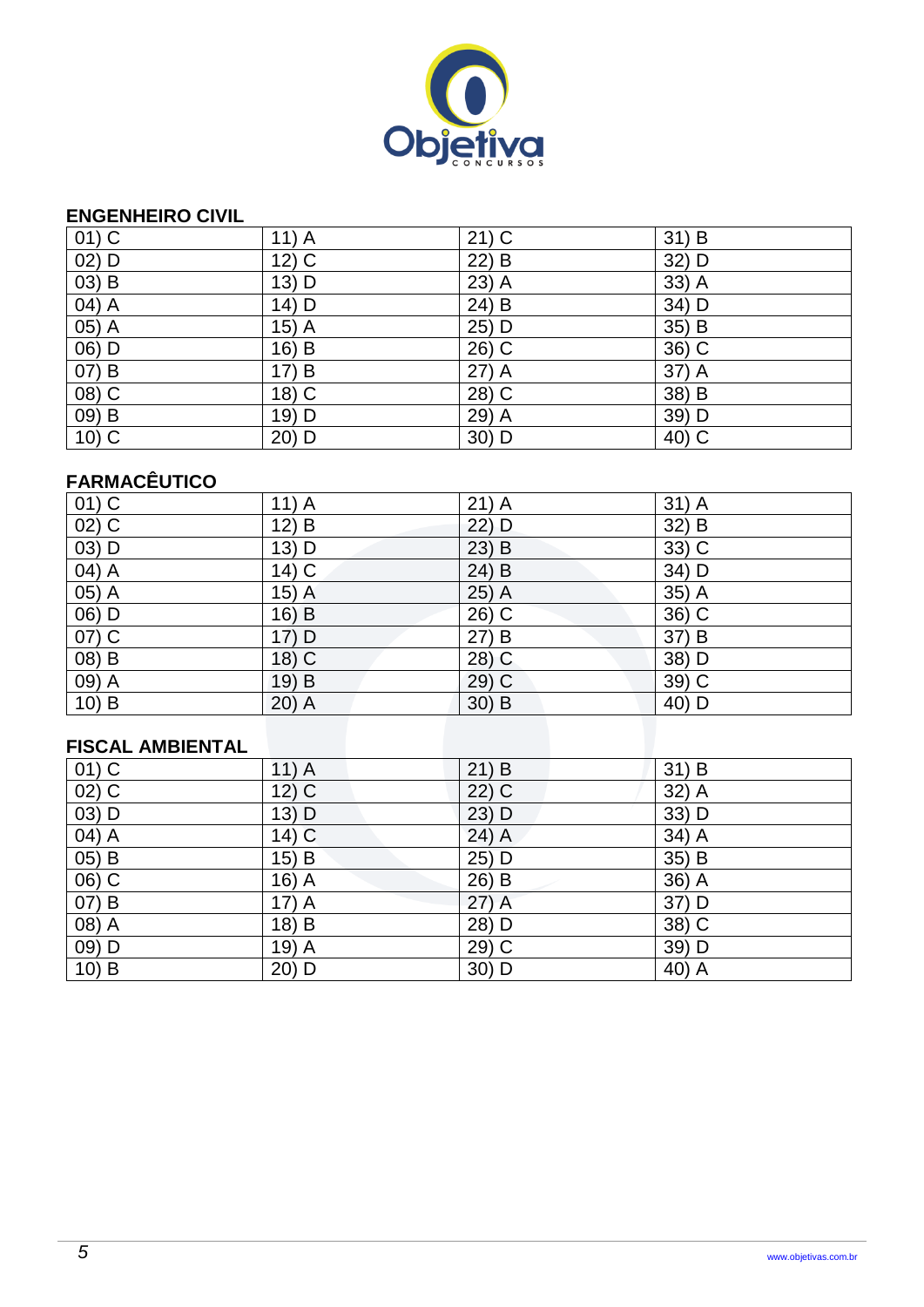## ENGENHEIRO CIVIL

| | | | |
|---|---|---|---|
| 01) C | 11) A | 21) C | 31) B |
| 02) D | 12) C | 22) B | 32) D |
| 03) B | 13) D | 23) A | 33) A |
| 04) A | 14) D | 24) B | 34) D |
| 05) A | 15) A | 25) D | 35) B |
| 06) D | 16) B | 26) C | 36) C |
| 07) B | 17) B | 27) A | 37) A |
| 08) C | 18) C | 28) C | 38) B |
| 09) B | 19) D | 29) A | 39) D |
| 10) C | 20) D | 30) D | 40) C |

## FARMACÊUTICO

| | | | |
|---|---|---|---|
| 01) C | 11) A | 21) A | 31) A |
| 02) C | 12) B | 22) D | 32) B |
| 03) D | 13) D | 23) B | 33) C |
| 04) A | 14) C | 24) B | 34) D |
| 05) A | 15) A | 25) A | 35) A |
| 06) D | 16) B | 26) C | 36) C |
| 07) C | 17) D | 27) B | 37) B |
| 08) B | 18) C | 28) C | 38) D |
| 09) A | 19) B | 29) C | 39) C |
| 10) B | 20) A | 30) B | 40) D |

## FISCAL AMBIENTAL

| | | | |
|---|---|---|---|
| 01) C | 11) A | 21) B | 31) B |
| 02) C | 12) C | 22) C | 32) A |
| 03) D | 13) D | 23) D | 33) D |
| 04) A | 14) C | 24) A | 34) A |
| 05) B | 15) B | 25) D | 35) B |
| 06) C | 16) A | 26) B | 36) A |
| 07) B | 17) A | 27) A | 37) D |
| 08) A | 18) B | 28) D | 38) C |
| 09) D | 19) A | 29) C | 39) D |
| 10) B | 20) D | 30) D | 40) A |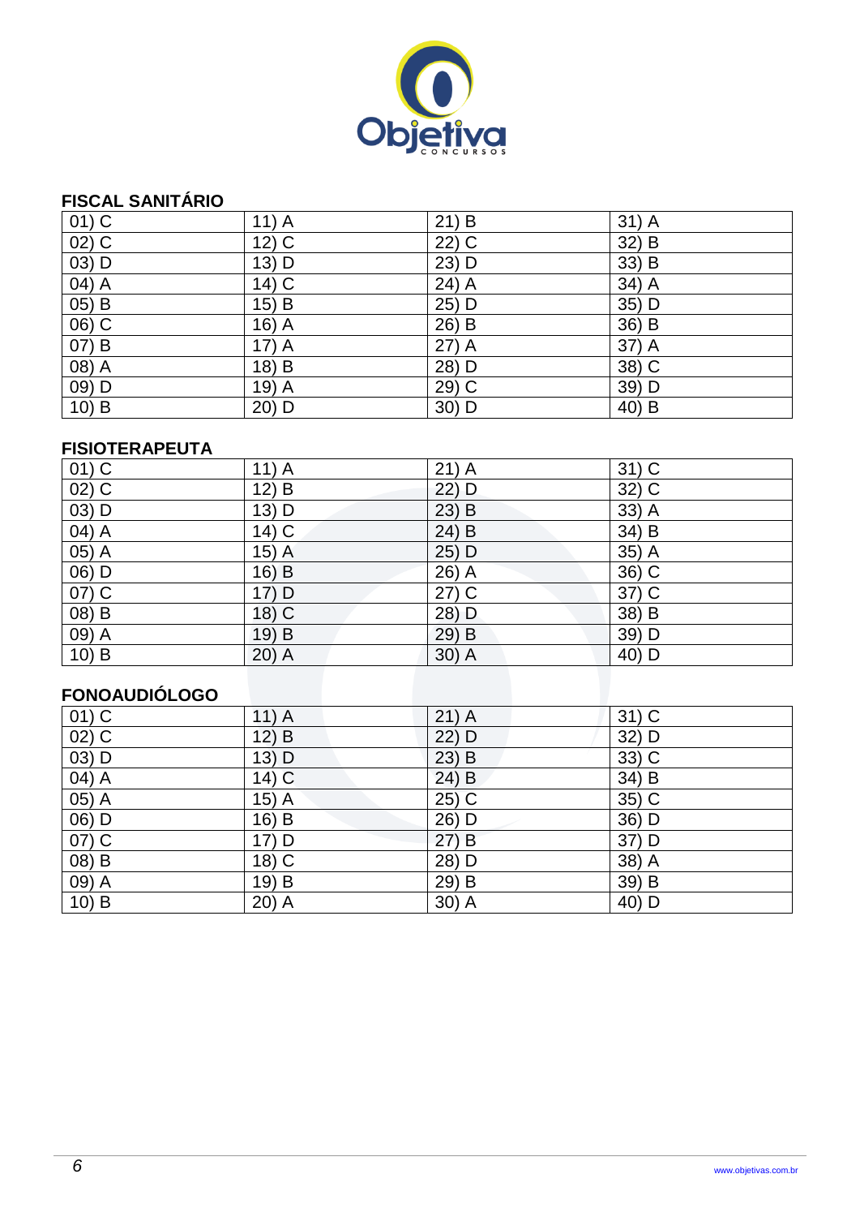**FISCAL SANITÁRIO**

| | | | |
|---|---|---|---|
| 01) C | 11) A | 21) B | 31) A |
| 02) C | 12) C | 22) C | 32) B |
| 03) D | 13) D | 23) D | 33) B |
| 04) A | 14) C | 24) A | 34) A |
| 05) B | 15) B | 25) D | 35) D |
| 06) C | 16) A | 26) B | 36) B |
| 07) B | 17) A | 27) A | 37) A |
| 08) A | 18) B | 28) D | 38) C |
| 09) D | 19) A | 29) C | 39) D |
| 10) B | 20) D | 30) D | 40) B |

**FISIOTERAPEUTA**

| | | | |
|---|---|---|---|
| 01) C | 11) A | 21) A | 31) C |
| 02) C | 12) B | 22) D | 32) C |
| 03) D | 13) D | 23) B | 33) A |
| 04) A | 14) C | 24) B | 34) B |
| 05) A | 15) A | 25) D | 35) A |
| 06) D | 16) B | 26) A | 36) C |
| 07) C | 17) D | 27) C | 37) C |
| 08) B | 18) C | 28) D | 38) B |
| 09) A | 19) B | 29) B | 39) D |
| 10) B | 20) A | 30) A | 40) D |

**FONOAUDIÓLOGO**

| | | | |
|---|---|---|---|
| 01) C | 11) A | 21) A | 31) C |
| 02) C | 12) B | 22) D | 32) D |
| 03) D | 13) D | 23) B | 33) C |
| 04) A | 14) C | 24) B | 34) B |
| 05) A | 15) A | 25) C | 35) C |
| 06) D | 16) B | 26) D | 36) D |
| 07) C | 17) D | 27) B | 37) D |
| 08) B | 18) C | 28) D | 38) A |
| 09) A | 19) B | 29) B | 39) B |
| 10) B | 20) A | 30) A | 40) D |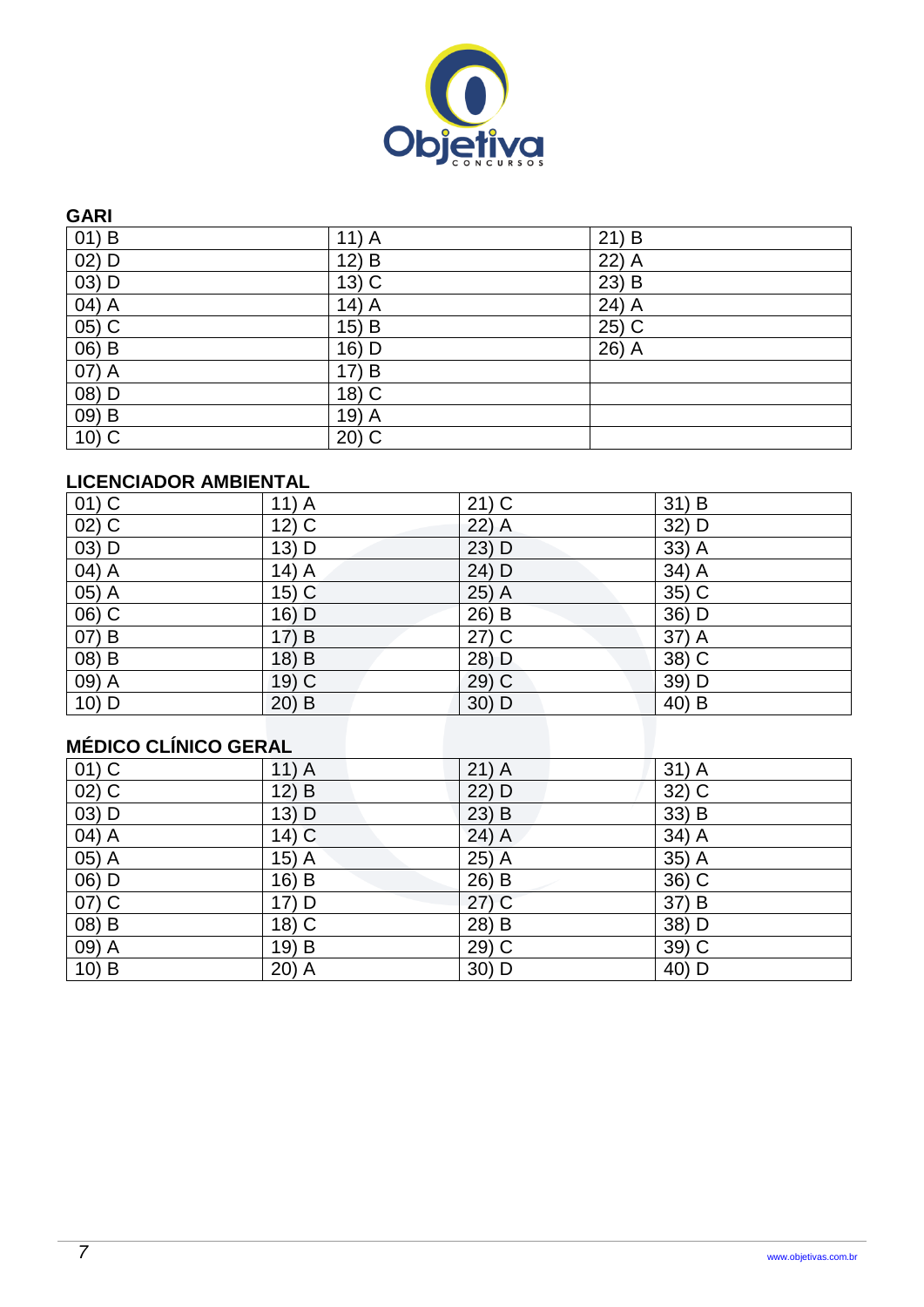## GARI

| | | |
|---|---|---|
| 01) B | 11) A | 21) B |
| 02) D | 12) B | 22) A |
| 03) D | 13) C | 23) B |
| 04) A | 14) A | 24) A |
| 05) C | 15) B | 25) C |
| 06) B | 16) D | 26) A |
| 07) A | 17) B | |
| 08) D | 18) C | |
| 09) B | 19) A | |
| 10) C | 20) C | |

## LICENCIADOR AMBIENTAL

| | | | |
|---|---|---|---|
| 01) C | 11) A | 21) C | 31) B |
| 02) C | 12) C | 22) A | 32) D |
| 03) D | 13) D | 23) D | 33) A |
| 04) A | 14) A | 24) D | 34) A |
| 05) A | 15) C | 25) A | 35) C |
| 06) C | 16) D | 26) B | 36) D |
| 07) B | 17) B | 27) C | 37) A |
| 08) B | 18) B | 28) D | 38) C |
| 09) A | 19) C | 29) C | 39) D |
| 10) D | 20) B | 30) D | 40) B |

## MÉDICO CLÍNICO GERAL

| | | | |
|---|---|---|---|
| 01) C | 11) A | 21) A | 31) A |
| 02) C | 12) B | 22) D | 32) C |
| 03) D | 13) D | 23) B | 33) B |
| 04) A | 14) C | 24) A | 34) A |
| 05) A | 15) A | 25) A | 35) A |
| 06) D | 16) B | 26) B | 36) C |
| 07) C | 17) D | 27) C | 37) B |
| 08) B | 18) C | 28) B | 38) D |
| 09) A | 19) B | 29) C | 39) C |
| 10) B | 20) A | 30) D | 40) D |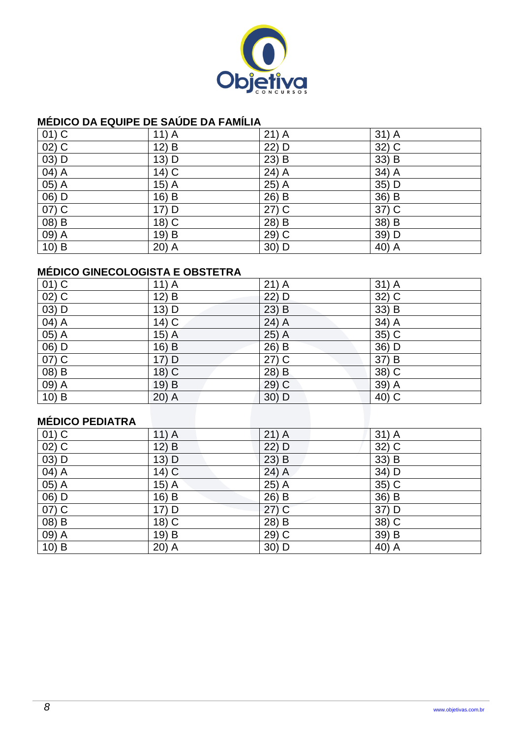## MÉDICO DA EQUIPE DE SAÚDE DA FAMÍLIA

| | | | |
|---|---|---|---|
| 01) C | 11) A | 21) A | 31) A |
| 02) C | 12) B | 22) D | 32) C |
| 03) D | 13) D | 23) B | 33) B |
| 04) A | 14) C | 24) A | 34) A |
| 05) A | 15) A | 25) A | 35) D |
| 06) D | 16) B | 26) B | 36) B |
| 07) C | 17) D | 27) C | 37) C |
| 08) B | 18) C | 28) B | 38) B |
| 09) A | 19) B | 29) C | 39) D |
| 10) B | 20) A | 30) D | 40) A |

## MÉDICO GINECOLOGISTA E OBSTETRA

| | | | |
|---|---|---|---|
| 01) C | 11) A | 21) A | 31) A |
| 02) C | 12) B | 22) D | 32) C |
| 03) D | 13) D | 23) B | 33) B |
| 04) A | 14) C | 24) A | 34) A |
| 05) A | 15) A | 25) A | 35) C |
| 06) D | 16) B | 26) B | 36) D |
| 07) C | 17) D | 27) C | 37) B |
| 08) B | 18) C | 28) B | 38) C |
| 09) A | 19) B | 29) C | 39) A |
| 10) B | 20) A | 30) D | 40) C |

## MÉDICO PEDIATRA

| | | | |
|---|---|---|---|
| 01) C | 11) A | 21) A | 31) A |
| 02) C | 12) B | 22) D | 32) C |
| 03) D | 13) D | 23) B | 33) B |
| 04) A | 14) C | 24) A | 34) D |
| 05) A | 15) A | 25) A | 35) C |
| 06) D | 16) B | 26) B | 36) B |
| 07) C | 17) D | 27) C | 37) D |
| 08) B | 18) C | 28) B | 38) C |
| 09) A | 19) B | 29) C | 39) B |
| 10) B | 20) A | 30) D | 40) A |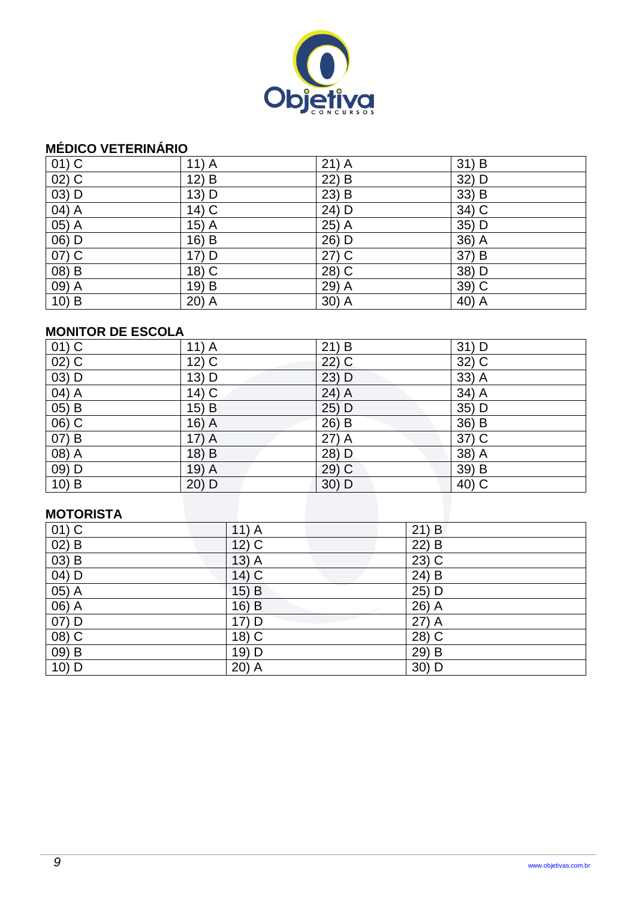## MÉDICO VETERINÁRIO

| | | | |
|---|---|---|---|
| 01) C | 11) A | 21) A | 31) B |
| 02) C | 12) B | 22) B | 32) D |
| 03) D | 13) D | 23) B | 33) B |
| 04) A | 14) C | 24) D | 34) C |
| 05) A | 15) A | 25) A | 35) D |
| 06) D | 16) B | 26) D | 36) A |
| 07) C | 17) D | 27) C | 37) B |
| 08) B | 18) C | 28) C | 38) D |
| 09) A | 19) B | 29) A | 39) C |
| 10) B | 20) A | 30) A | 40) A |

## MONITOR DE ESCOLA

| | | | |
|---|---|---|---|
| 01) C | 11) A | 21) B | 31) D |
| 02) C | 12) C | 22) C | 32) C |
| 03) D | 13) D | 23) D | 33) A |
| 04) A | 14) C | 24) A | 34) A |
| 05) B | 15) B | 25) D | 35) D |
| 06) C | 16) A | 26) B | 36) B |
| 07) B | 17) A | 27) A | 37) C |
| 08) A | 18) B | 28) D | 38) A |
| 09) D | 19) A | 29) C | 39) B |
| 10) B | 20) D | 30) D | 40) C |

## MOTORISTA

| | | |
|---|---|---|
| 01) C | 11) A | 21) B |
| 02) B | 12) C | 22) B |
| 03) B | 13) A | 23) C |
| 04) D | 14) C | 24) B |
| 05) A | 15) B | 25) D |
| 06) A | 16) B | 26) A |
| 07) D | 17) D | 27) A |
| 08) C | 18) C | 28) C |
| 09) B | 19) D | 29) B |
| 10) D | 20) A | 30) D |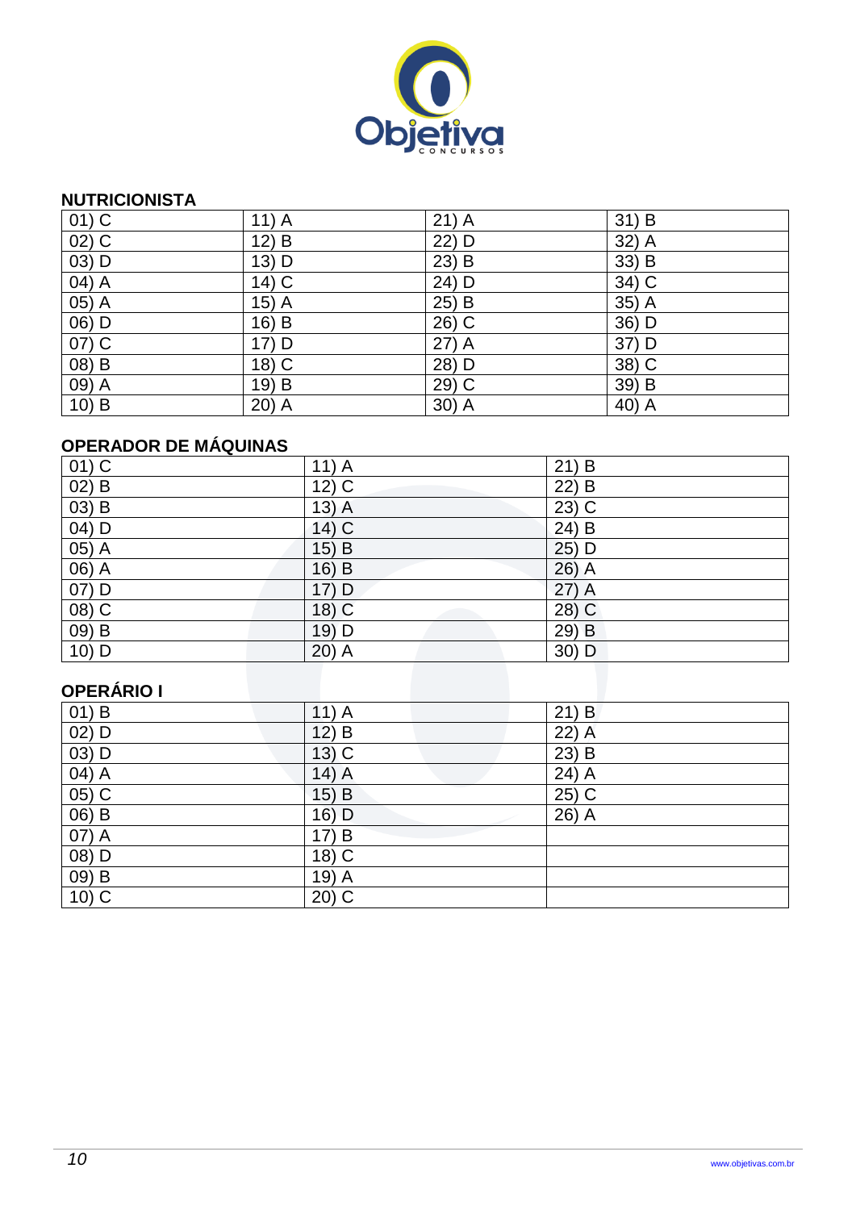## NUTRICIONISTA

| 01) C | 11) A | 21) A | 31) B |
|---|---|---|---|
| 02) C | 12) B | 22) D | 32) A |
| 03) D | 13) D | 23) B | 33) B |
| 04) A | 14) C | 24) D | 34) C |
| 05) A | 15) A | 25) B | 35) A |
| 06) D | 16) B | 26) C | 36) D |
| 07) C | 17) D | 27) A | 37) D |
| 08) B | 18) C | 28) D | 38) C |
| 09) A | 19) B | 29) C | 39) B |
| 10) B | 20) A | 30) A | 40) A |

## OPERADOR DE MÁQUINAS

| 01) C | 11) A | 21) B |
|---|---|---|
| 02) B | 12) C | 22) B |
| 03) B | 13) A | 23) C |
| 04) D | 14) C | 24) B |
| 05) A | 15) B | 25) D |
| 06) A | 16) B | 26) A |
| 07) D | 17) D | 27) A |
| 08) C | 18) C | 28) C |
| 09) B | 19) D | 29) B |
| 10) D | 20) A | 30) D |

## OPERÁRIO I

| 01) B | 11) A | 21) B |
|---|---|---|
| 02) D | 12) B | 22) A |
| 03) D | 13) C | 23) B |
| 04) A | 14) A | 24) A |
| 05) C | 15) B | 25) C |
| 06) B | 16) D | 26) A |
| 07) A | 17) B | |
| 08) D | 18) C | |
| 09) B | 19) A | |
| 10) C | 20) C | |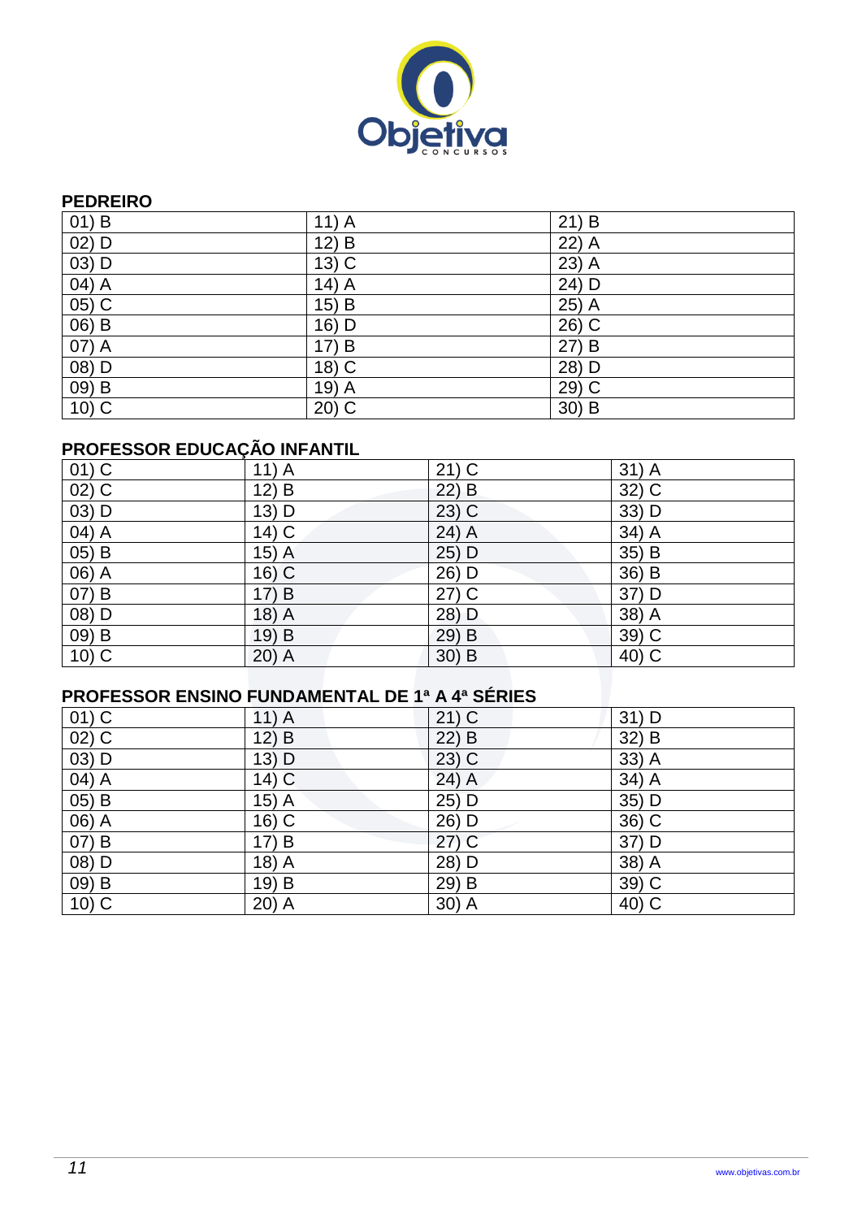## PEDREIRO

| | | |
|---|---|---|
| 01) B | 11) A | 21) B |
| 02) D | 12) B | 22) A |
| 03) D | 13) C | 23) A |
| 04) A | 14) A | 24) D |
| 05) C | 15) B | 25) A |
| 06) B | 16) D | 26) C |
| 07) A | 17) B | 27) B |
| 08) D | 18) C | 28) D |
| 09) B | 19) A | 29) C |
| 10) C | 20) C | 30) B |

## PROFESSOR EDUCAÇÃO INFANTIL

| | | | |
|---|---|---|---|
| 01) C | 11) A | 21) C | 31) A |
| 02) C | 12) B | 22) B | 32) C |
| 03) D | 13) D | 23) C | 33) D |
| 04) A | 14) C | 24) A | 34) A |
| 05) B | 15) A | 25) D | 35) B |
| 06) A | 16) C | 26) D | 36) B |
| 07) B | 17) B | 27) C | 37) D |
| 08) D | 18) A | 28) D | 38) A |
| 09) B | 19) B | 29) B | 39) C |
| 10) C | 20) A | 30) B | 40) C |

## PROFESSOR ENSINO FUNDAMENTAL DE 1ª A 4ª SÉRIES

| | | | |
|---|---|---|---|
| 01) C | 11) A | 21) C | 31) D |
| 02) C | 12) B | 22) B | 32) B |
| 03) D | 13) D | 23) C | 33) A |
| 04) A | 14) C | 24) A | 34) A |
| 05) B | 15) A | 25) D | 35) D |
| 06) A | 16) C | 26) D | 36) C |
| 07) B | 17) B | 27) C | 37) D |
| 08) D | 18) A | 28) D | 38) A |
| 09) B | 19) B | 29) B | 39) C |
| 10) C | 20) A | 30) A | 40) C |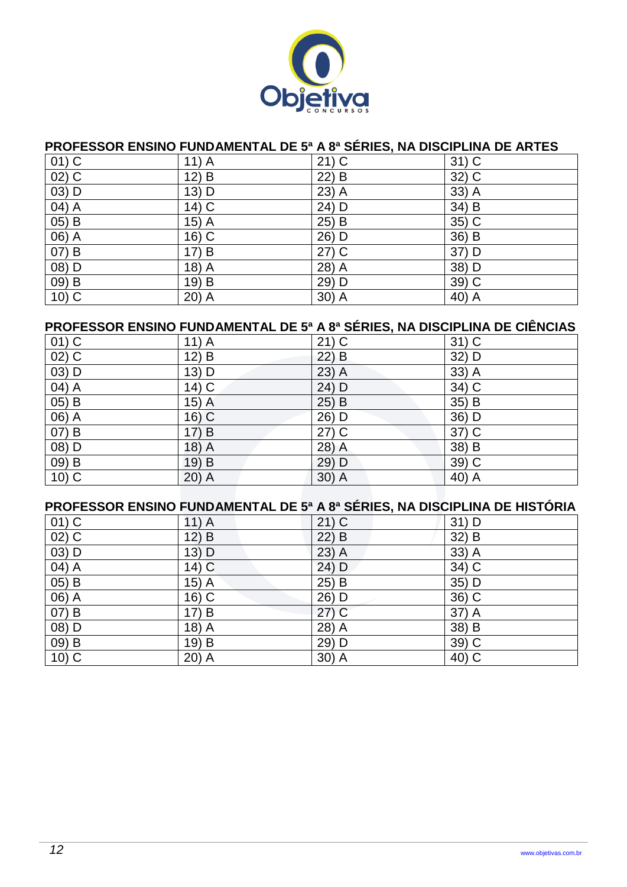## PROFESSOR ENSINO FUNDAMENTAL DE 5ª A 8ª SÉRIES, NA DISCIPLINA DE ARTES

| | | | |
|---|---|---|---|
| 01) C | 11) A | 21) C | 31) C |
| 02) C | 12) B | 22) B | 32) C |
| 03) D | 13) D | 23) A | 33) A |
| 04) A | 14) C | 24) D | 34) B |
| 05) B | 15) A | 25) B | 35) C |
| 06) A | 16) C | 26) D | 36) B |
| 07) B | 17) B | 27) C | 37) D |
| 08) D | 18) A | 28) A | 38) D |
| 09) B | 19) B | 29) D | 39) C |
| 10) C | 20) A | 30) A | 40) A |

## PROFESSOR ENSINO FUNDAMENTAL DE 5ª A 8ª SÉRIES, NA DISCIPLINA DE CIÊNCIAS

| | | | |
|---|---|---|---|
| 01) C | 11) A | 21) C | 31) C |
| 02) C | 12) B | 22) B | 32) D |
| 03) D | 13) D | 23) A | 33) A |
| 04) A | 14) C | 24) D | 34) C |
| 05) B | 15) A | 25) B | 35) B |
| 06) A | 16) C | 26) D | 36) D |
| 07) B | 17) B | 27) C | 37) C |
| 08) D | 18) A | 28) A | 38) B |
| 09) B | 19) B | 29) D | 39) C |
| 10) C | 20) A | 30) A | 40) A |

## PROFESSOR ENSINO FUNDAMENTAL DE 5ª A 8ª SÉRIES, NA DISCIPLINA DE HISTÓRIA

| | | | |
|---|---|---|---|
| 01) C | 11) A | 21) C | 31) D |
| 02) C | 12) B | 22) B | 32) B |
| 03) D | 13) D | 23) A | 33) A |
| 04) A | 14) C | 24) D | 34) C |
| 05) B | 15) A | 25) B | 35) D |
| 06) A | 16) C | 26) D | 36) C |
| 07) B | 17) B | 27) C | 37) A |
| 08) D | 18) A | 28) A | 38) B |
| 09) B | 19) B | 29) D | 39) C |
| 10) C | 20) A | 30) A | 40) C |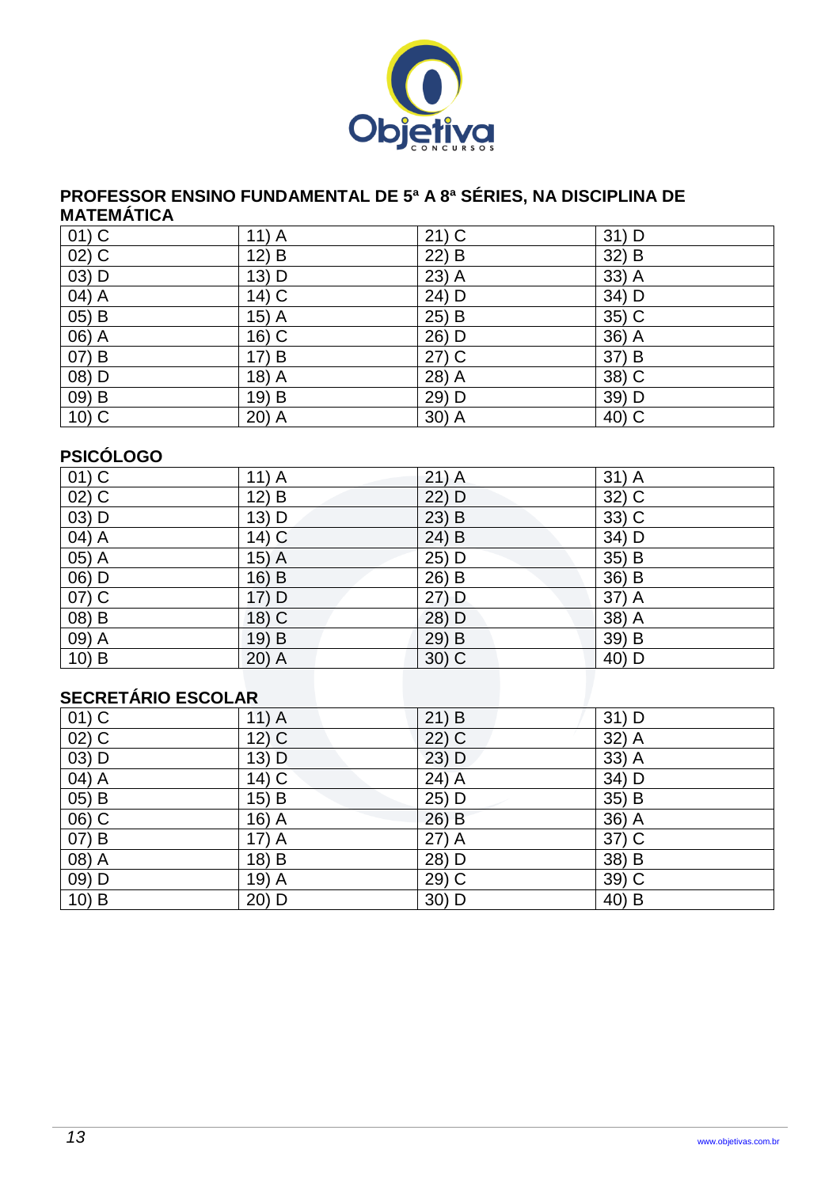## PROFESSOR ENSINO FUNDAMENTAL DE 5ª A 8ª SÉRIES, NA DISCIPLINA DE MATEMÁTICA

| | | | |
|---|---|---|---|
| 01) C | 11) A | 21) C | 31) D |
| 02) C | 12) B | 22) B | 32) B |
| 03) D | 13) D | 23) A | 33) A |
| 04) A | 14) C | 24) D | 34) D |
| 05) B | 15) A | 25) B | 35) C |
| 06) A | 16) C | 26) D | 36) A |
| 07) B | 17) B | 27) C | 37) B |
| 08) D | 18) A | 28) A | 38) C |
| 09) B | 19) B | 29) D | 39) D |
| 10) C | 20) A | 30) A | 40) C |

## PSICÓLOGO

| | | | |
|---|---|---|---|
| 01) C | 11) A | 21) A | 31) A |
| 02) C | 12) B | 22) D | 32) C |
| 03) D | 13) D | 23) B | 33) C |
| 04) A | 14) C | 24) B | 34) D |
| 05) A | 15) A | 25) D | 35) B |
| 06) D | 16) B | 26) B | 36) B |
| 07) C | 17) D | 27) D | 37) A |
| 08) B | 18) C | 28) D | 38) A |
| 09) A | 19) B | 29) B | 39) B |
| 10) B | 20) A | 30) C | 40) D |

## SECRETÁRIO ESCOLAR

| | | | |
|---|---|---|---|
| 01) C | 11) A | 21) B | 31) D |
| 02) C | 12) C | 22) C | 32) A |
| 03) D | 13) D | 23) D | 33) A |
| 04) A | 14) C | 24) A | 34) D |
| 05) B | 15) B | 25) D | 35) B |
| 06) C | 16) A | 26) B | 36) A |
| 07) B | 17) A | 27) A | 37) C |
| 08) A | 18) B | 28) D | 38) B |
| 09) D | 19) A | 29) C | 39) C |
| 10) B | 20) D | 30) D | 40) B |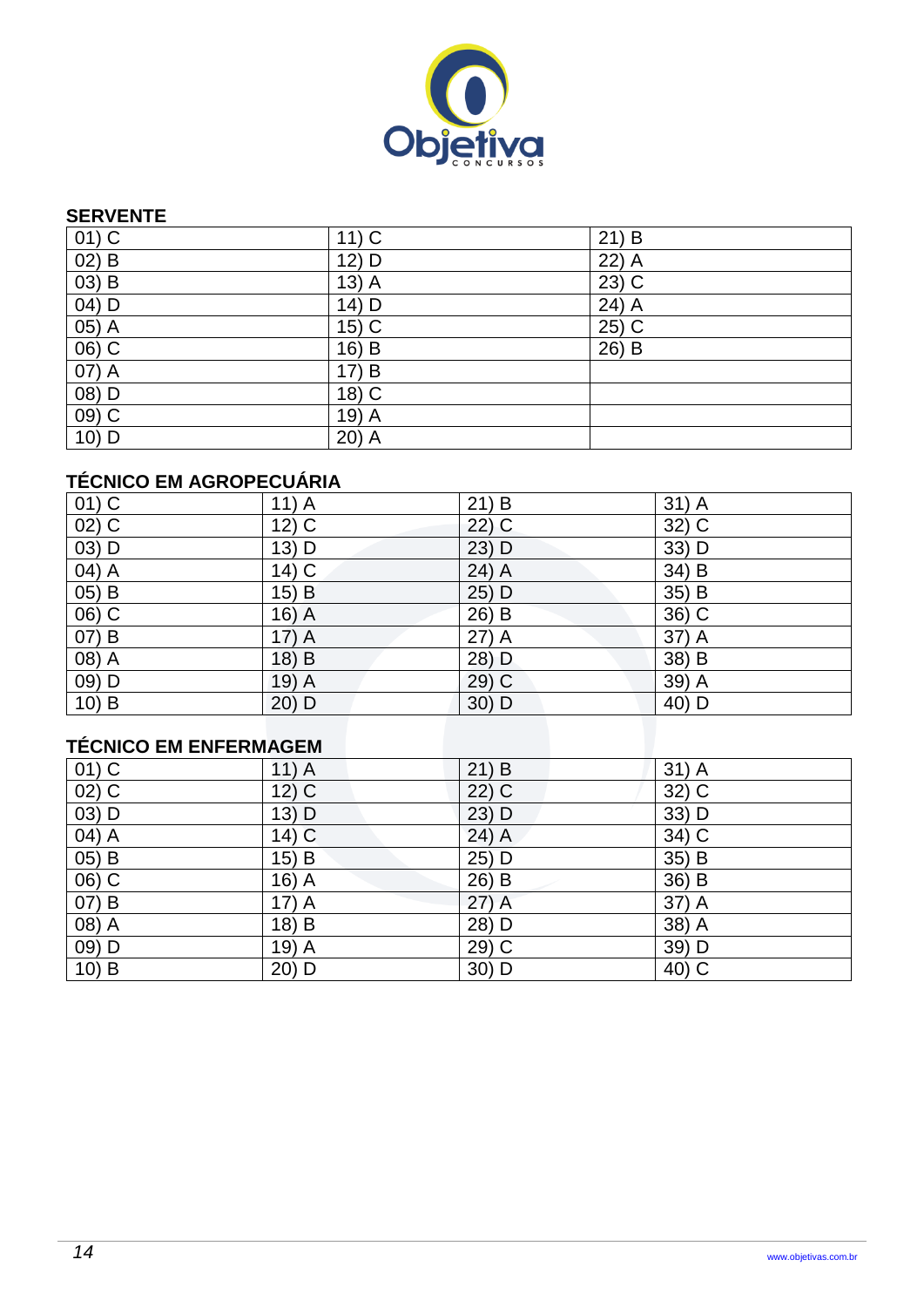## SERVENTE

| | | |
|---|---|---|
| 01) C | 11) C | 21) B |
| 02) B | 12) D | 22) A |
| 03) B | 13) A | 23) C |
| 04) D | 14) D | 24) A |
| 05) A | 15) C | 25) C |
| 06) C | 16) B | 26) B |
| 07) A | 17) B | |
| 08) D | 18) C | |
| 09) C | 19) A | |
| 10) D | 20) A | |

## TÉCNICO EM AGROPECUÁRIA

| | | | |
|---|---|---|---|
| 01) C | 11) A | 21) B | 31) A |
| 02) C | 12) C | 22) C | 32) C |
| 03) D | 13) D | 23) D | 33) D |
| 04) A | 14) C | 24) A | 34) B |
| 05) B | 15) B | 25) D | 35) B |
| 06) C | 16) A | 26) B | 36) C |
| 07) B | 17) A | 27) A | 37) A |
| 08) A | 18) B | 28) D | 38) B |
| 09) D | 19) A | 29) C | 39) A |
| 10) B | 20) D | 30) D | 40) D |

## TÉCNICO EM ENFERMAGEM

| | | | |
|---|---|---|---|
| 01) C | 11) A | 21) B | 31) A |
| 02) C | 12) C | 22) C | 32) C |
| 03) D | 13) D | 23) D | 33) D |
| 04) A | 14) C | 24) A | 34) C |
| 05) B | 15) B | 25) D | 35) B |
| 06) C | 16) A | 26) B | 36) B |
| 07) B | 17) A | 27) A | 37) A |
| 08) A | 18) B | 28) D | 38) A |
| 09) D | 19) A | 29) C | 39) D |
| 10) B | 20) D | 30) D | 40) C |